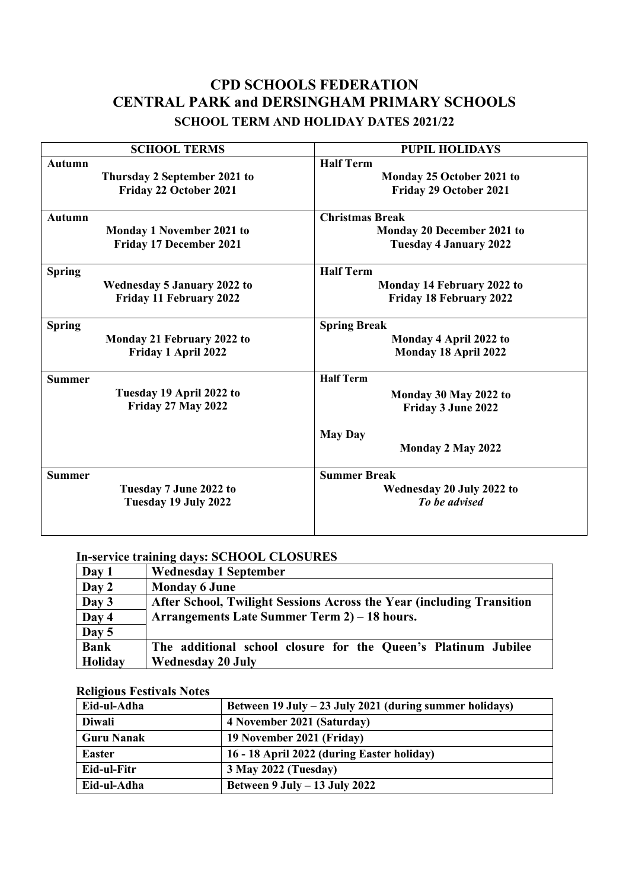# CPD SCHOOLS FEDERATION
# CENTRAL PARK and DERSINGHAM PRIMARY SCHOOLS
## SCHOOL TERM AND HOLIDAY DATES 2021/22

| SCHOOL TERMS | PUPIL HOLIDAYS |
|---|---|
| **Autumn**<br>**Thursday 2 September 2021 to**<br>**Friday 22 October 2021** | **Half Term**<br>**Monday 25 October 2021 to**<br>**Friday 29 October 2021** |
| **Autumn**<br>**Monday 1 November 2021 to**<br>**Friday 17 December 2021** | **Christmas Break**<br>**Monday 20 December 2021 to**<br>**Tuesday 4 January 2022** |
| **Spring**<br>**Wednesday 5 January 2022 to**<br>**Friday 11 February 2022** | **Half Term**<br>**Monday 14 February 2022 to**<br>**Friday 18 February 2022** |
| **Spring**<br>**Monday 21 February 2022 to**<br>**Friday 1 April 2022** | **Spring Break**<br>**Monday 4 April 2022 to**<br>**Monday 18 April 2022** |
| **Summer**<br>**Tuesday 19 April 2022 to**<br>**Friday 27 May 2022** | **Half Term**<br>**Monday 30 May 2022 to**<br>**Friday 3 June 2022**<br><br>**May Day**<br>**Monday 2 May 2022** |
| **Summer**<br>**Tuesday 7 June 2022 to**<br>**Tuesday 19 July 2022** | **Summer Break**<br>**Wednesday 20 July 2022 to**<br>***To be advised*** |

**In-service training days: SCHOOL CLOSURES**

| | |
|---|---|
| **Day 1** | **Wednesday 1 September** |
| **Day 2** | **Monday 6 June** |
| **Day 3** | **After School, Twilight Sessions Across the Year (including Transition Arrangements Late Summer Term 2) – 18 hours.** |
| **Day 4** | |
| **Day 5** | |
| **Bank Holiday** | **The additional school closure for the Queen's Platinum Jubilee Wednesday 20 July** |

**Religious Festivals Notes**

| | |
|---|---|
| **Eid-ul-Adha** | **Between 19 July – 23 July 2021 (during summer holidays)** |
| **Diwali** | **4 November 2021 (Saturday)** |
| **Guru Nanak** | **19 November 2021 (Friday)** |
| **Easter** | **16 - 18 April 2022 (during Easter holiday)** |
| **Eid-ul-Fitr** | **3 May 2022 (Tuesday)** |
| **Eid-ul-Adha** | **Between 9 July – 13 July 2022** |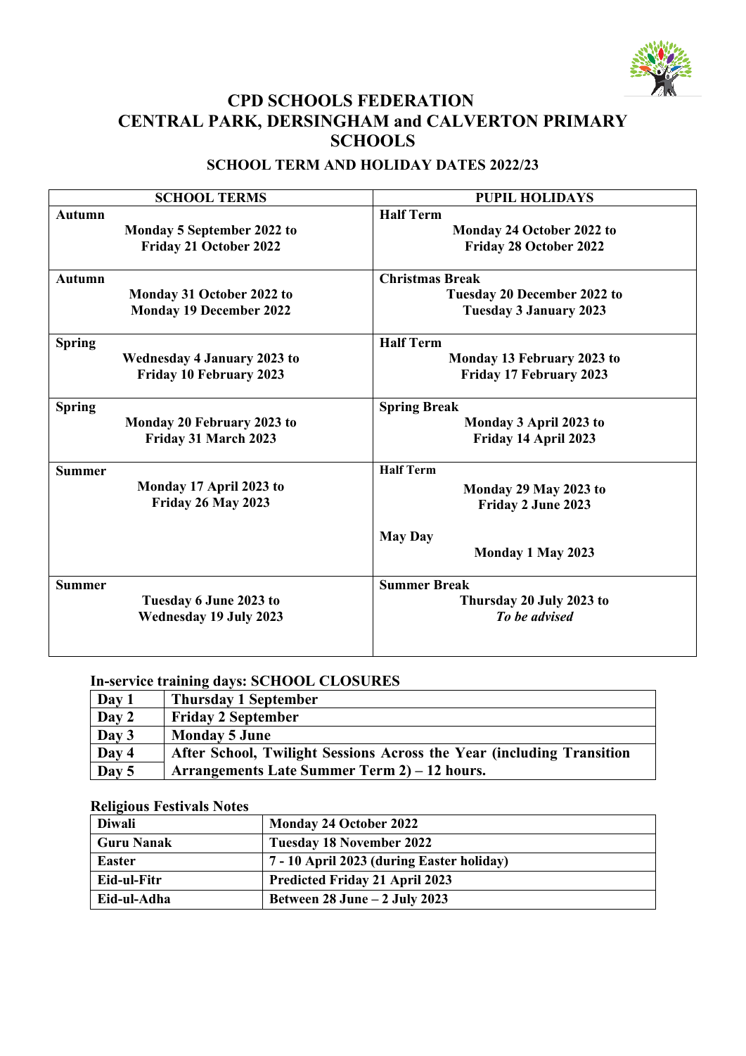# CPD SCHOOLS FEDERATION
# CENTRAL PARK, DERSINGHAM and CALVERTON PRIMARY SCHOOLS

## SCHOOL TERM AND HOLIDAY DATES 2022/23

| SCHOOL TERMS | PUPIL HOLIDAYS |
|---|---|
| **Autumn**<br>**Monday 5 September 2022 to**<br>**Friday 21 October 2022** | **Half Term**<br>**Monday 24 October 2022 to**<br>**Friday 28 October 2022** |
| **Autumn**<br>**Monday 31 October 2022 to**<br>**Monday 19 December 2022** | **Christmas Break**<br>**Tuesday 20 December 2022 to**<br>**Tuesday 3 January 2023** |
| **Spring**<br>**Wednesday 4 January 2023 to**<br>**Friday 10 February 2023** | **Half Term**<br>**Monday 13 February 2023 to**<br>**Friday 17 February 2023** |
| **Spring**<br>**Monday 20 February 2023 to**<br>**Friday 31 March 2023** | **Spring Break**<br>**Monday 3 April 2023 to**<br>**Friday 14 April 2023** |
| **Summer**<br>**Monday 17 April 2023 to**<br>**Friday 26 May 2023** | **Half Term**<br>**Monday 29 May 2023 to**<br>**Friday 2 June 2023**<br><br>**May Day**<br>**Monday 1 May 2023** |
| **Summer**<br>**Tuesday 6 June 2023 to**<br>**Wednesday 19 July 2023** | **Summer Break**<br>**Thursday 20 July 2023 to**<br>***To be advised*** |

### In-service training days: SCHOOL CLOSURES

| | |
|---|---|
| **Day 1** | **Thursday 1 September** |
| **Day 2** | **Friday 2 September** |
| **Day 3** | **Monday 5 June** |
| **Day 4** | **After School, Twilight Sessions Across the Year (including Transition** |
| **Day 5** | **Arrangements Late Summer Term 2) – 12 hours.** |

### Religious Festivals Notes

| | |
|---|---|
| **Diwali** | **Monday 24 October 2022** |
| **Guru Nanak** | **Tuesday 18 November 2022** |
| **Easter** | **7 - 10 April 2023 (during Easter holiday)** |
| **Eid-ul-Fitr** | **Predicted Friday 21 April 2023** |
| **Eid-ul-Adha** | **Between 28 June – 2 July 2023** |